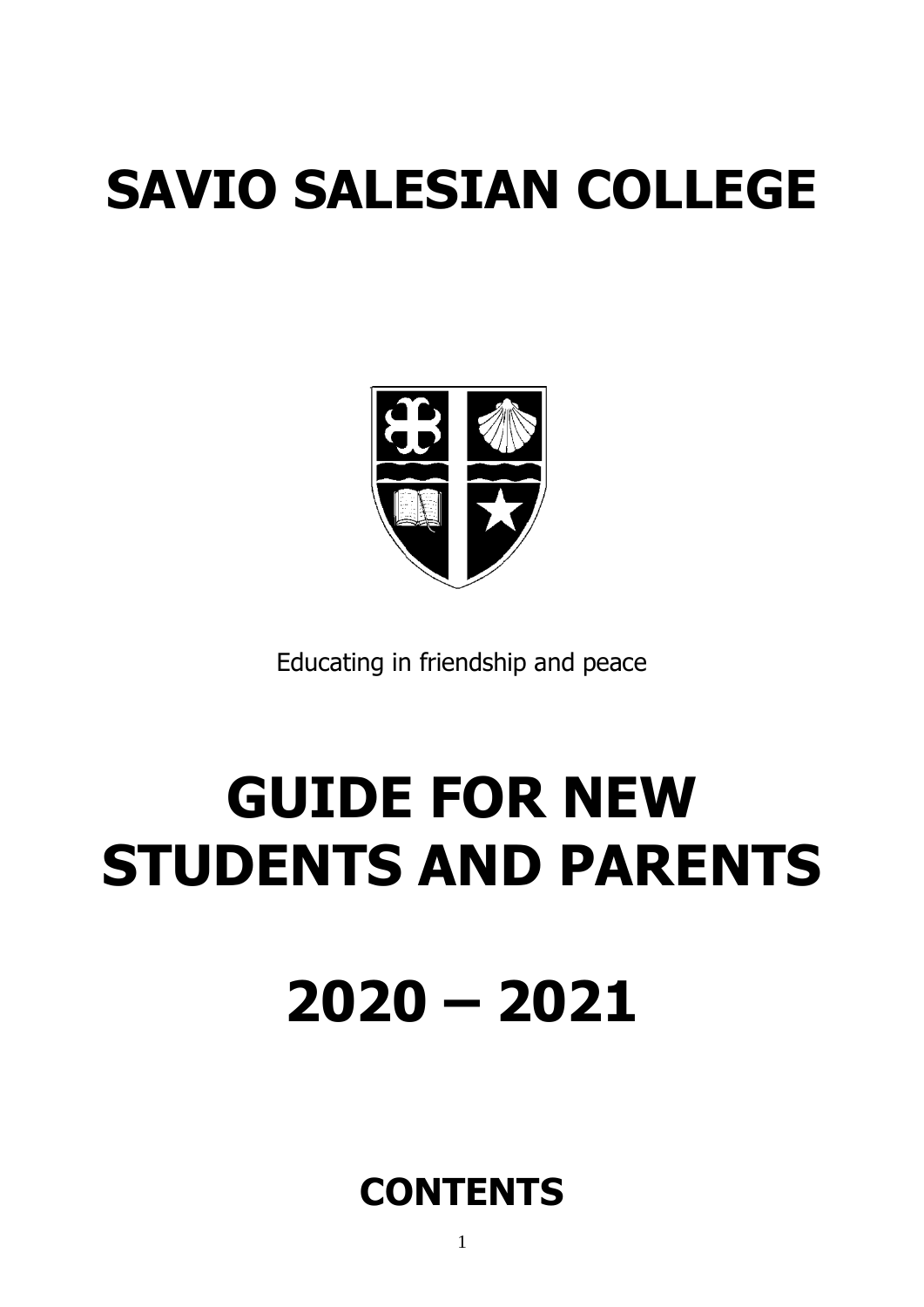# SAVIO SALESIAN COLLEGE

Educating in friendship and peace

# GUIDE FOR NEW STUDENTS AND PARENTS

# 2020 – 2021

## CONTENTS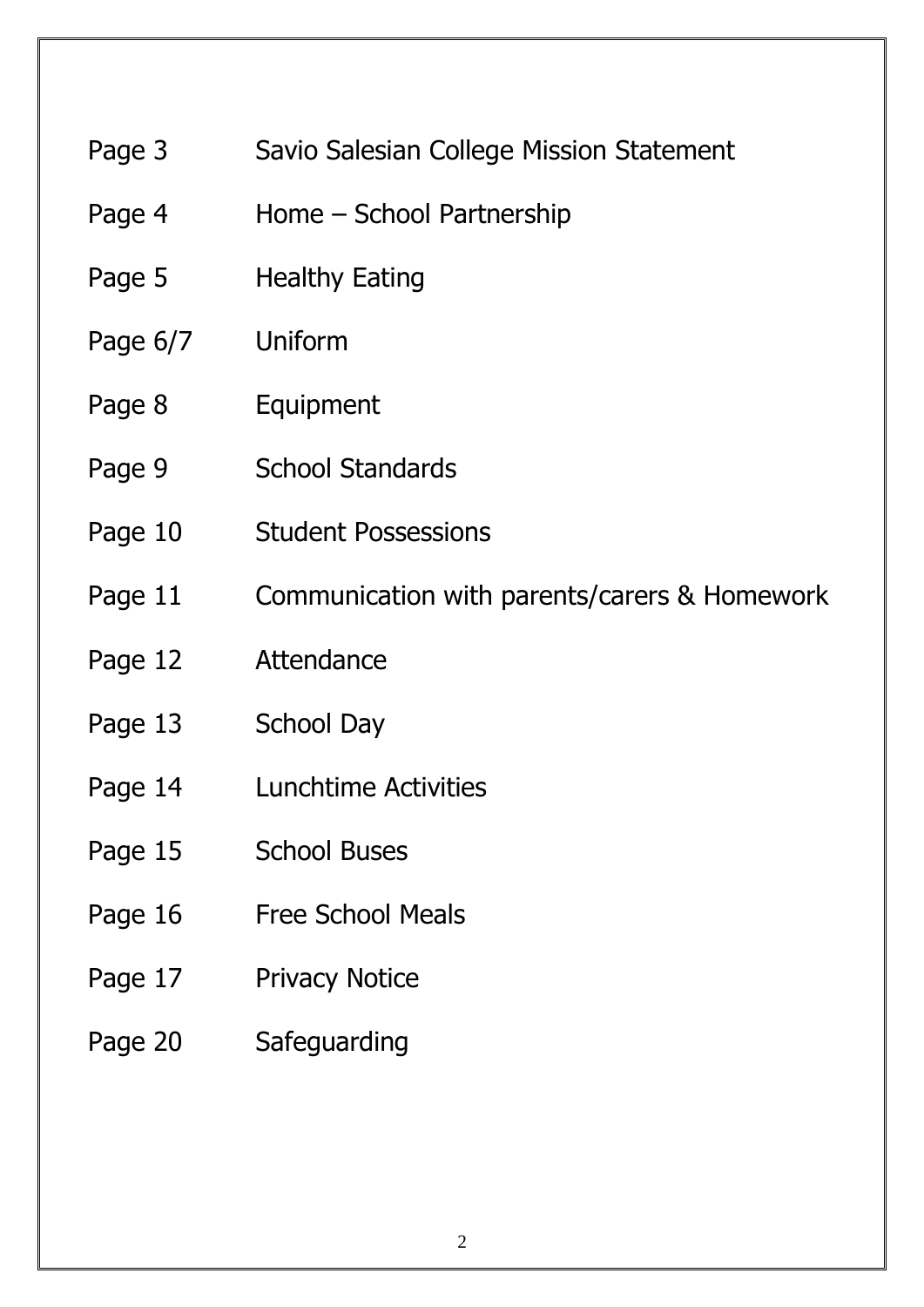| | |
|---|---|
| Page 3 | Savio Salesian College Mission Statement |
| Page 4 | Home – School Partnership |
| Page 5 | Healthy Eating |
| Page 6/7 | Uniform |
| Page 8 | Equipment |
| Page 9 | School Standards |
| Page 10 | Student Possessions |
| Page 11 | Communication with parents/carers & Homework |
| Page 12 | Attendance |
| Page 13 | School Day |
| Page 14 | Lunchtime Activities |
| Page 15 | School Buses |
| Page 16 | Free School Meals |
| Page 17 | Privacy Notice |
| Page 20 | Safeguarding |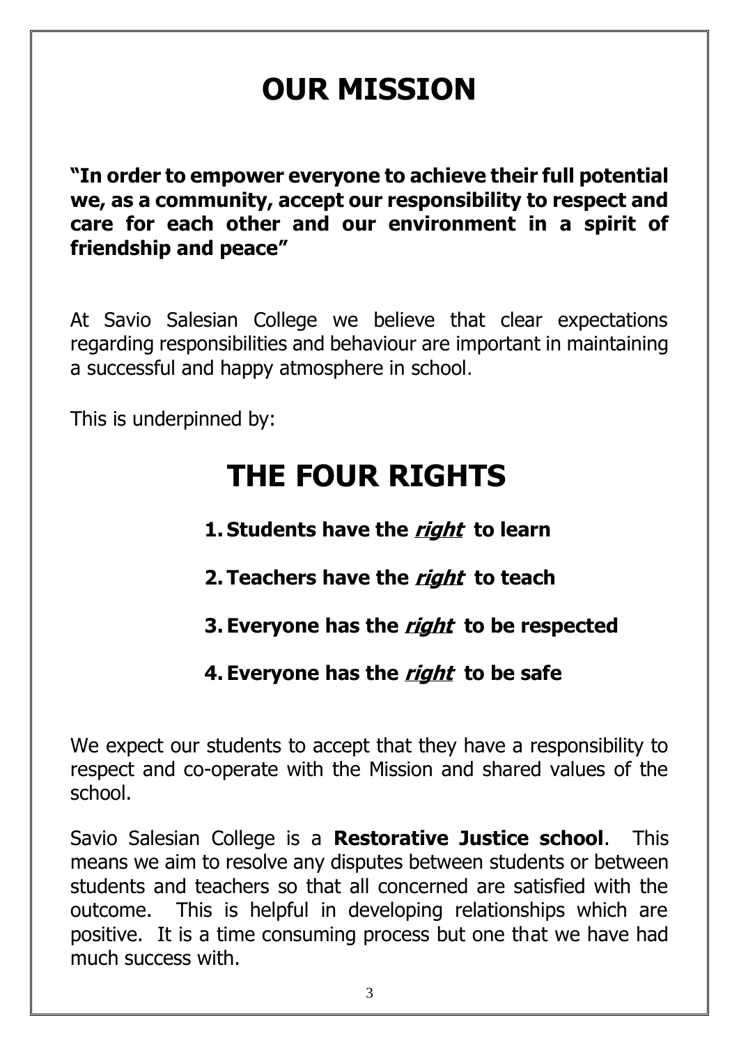# OUR MISSION

**"In order to empower everyone to achieve their full potential we, as a community, accept our responsibility to respect and care for each other and our environment in a spirit of friendship and peace"**

At Savio Salesian College we believe that clear expectations regarding responsibilities and behaviour are important in maintaining a successful and happy atmosphere in school.

This is underpinned by:

# THE FOUR RIGHTS

1. **Students have the *right* to learn**
2. **Teachers have the *right* to teach**
3. **Everyone has the *right* to be respected**
4. **Everyone has the *right* to be safe**

We expect our students to accept that they have a responsibility to respect and co-operate with the Mission and shared values of the school.

Savio Salesian College is a **Restorative Justice school**. This means we aim to resolve any disputes between students or between students and teachers so that all concerned are satisfied with the outcome. This is helpful in developing relationships which are positive. It is a time consuming process but one that we have had much success with.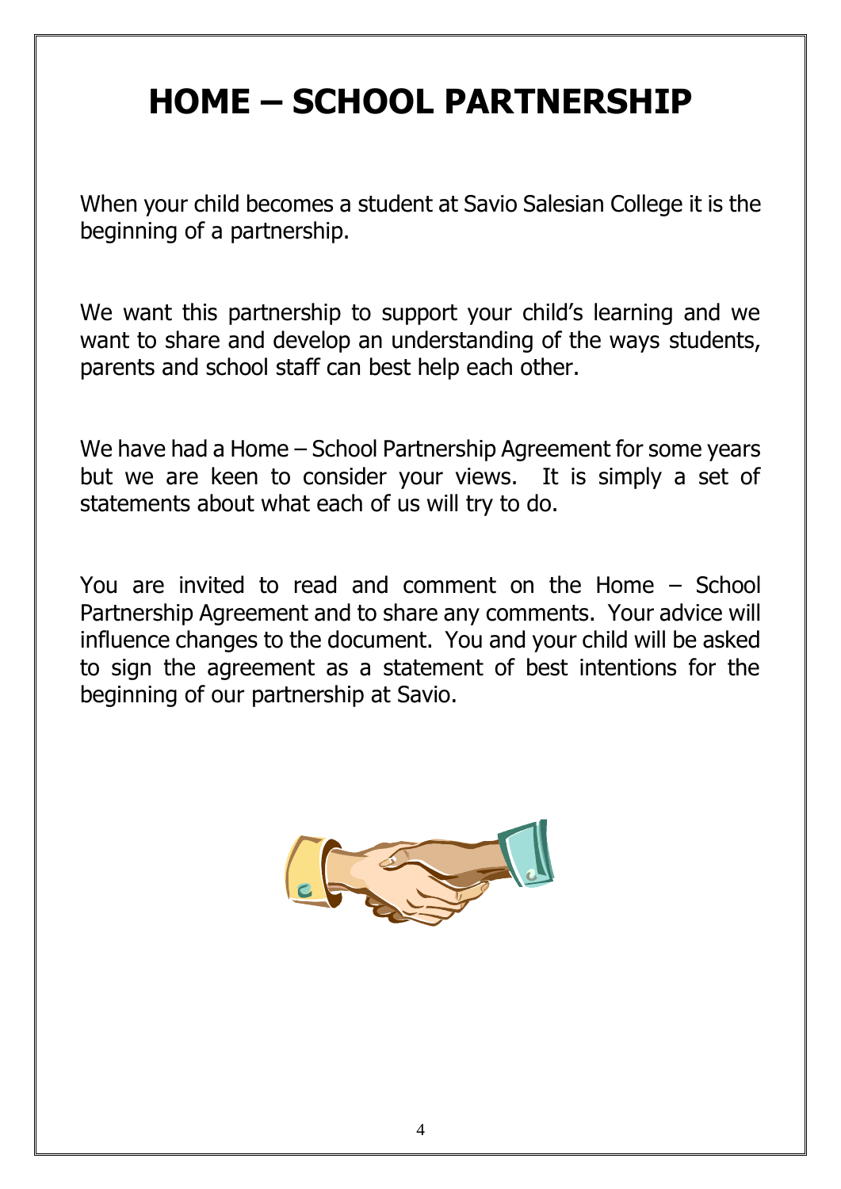# HOME – SCHOOL PARTNERSHIP

When your child becomes a student at Savio Salesian College it is the beginning of a partnership.

We want this partnership to support your child's learning and we want to share and develop an understanding of the ways students, parents and school staff can best help each other.

We have had a Home – School Partnership Agreement for some years but we are keen to consider your views. It is simply a set of statements about what each of us will try to do.

You are invited to read and comment on the Home – School Partnership Agreement and to share any comments. Your advice will influence changes to the document. You and your child will be asked to sign the agreement as a statement of best intentions for the beginning of our partnership at Savio.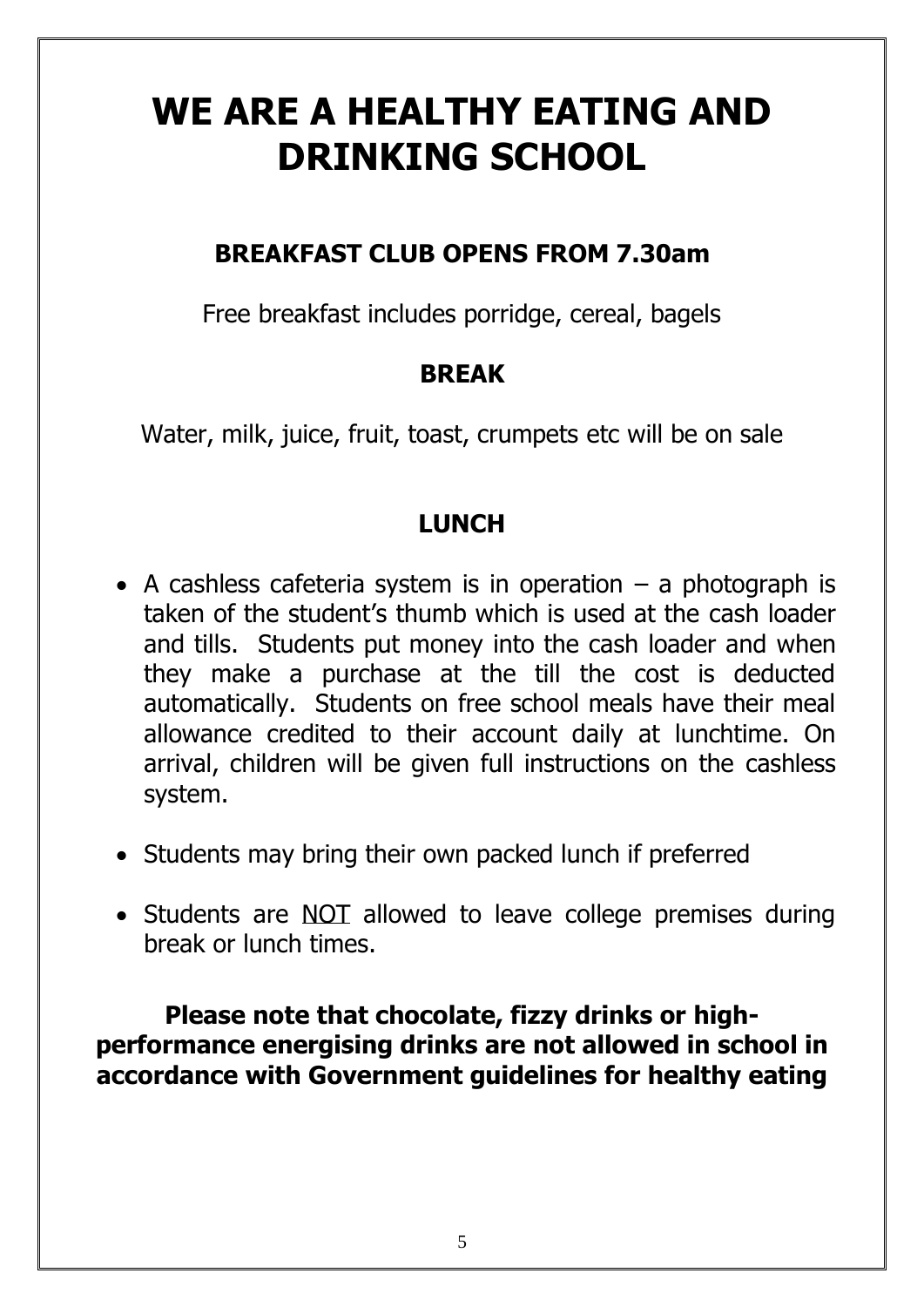# WE ARE A HEALTHY EATING AND DRINKING SCHOOL

## BREAKFAST CLUB OPENS FROM 7.30am

Free breakfast includes porridge, cereal, bagels

## BREAK

Water, milk, juice, fruit, toast, crumpets etc will be on sale

## LUNCH

- A cashless cafeteria system is in operation – a photograph is taken of the student's thumb which is used at the cash loader and tills. Students put money into the cash loader and when they make a purchase at the till the cost is deducted automatically. Students on free school meals have their meal allowance credited to their account daily at lunchtime. On arrival, children will be given full instructions on the cashless system.
- Students may bring their own packed lunch if preferred
- Students are <u>NOT</u> allowed to leave college premises during break or lunch times.

**Please note that chocolate, fizzy drinks or high-performance energising drinks are not allowed in school in accordance with Government guidelines for healthy eating**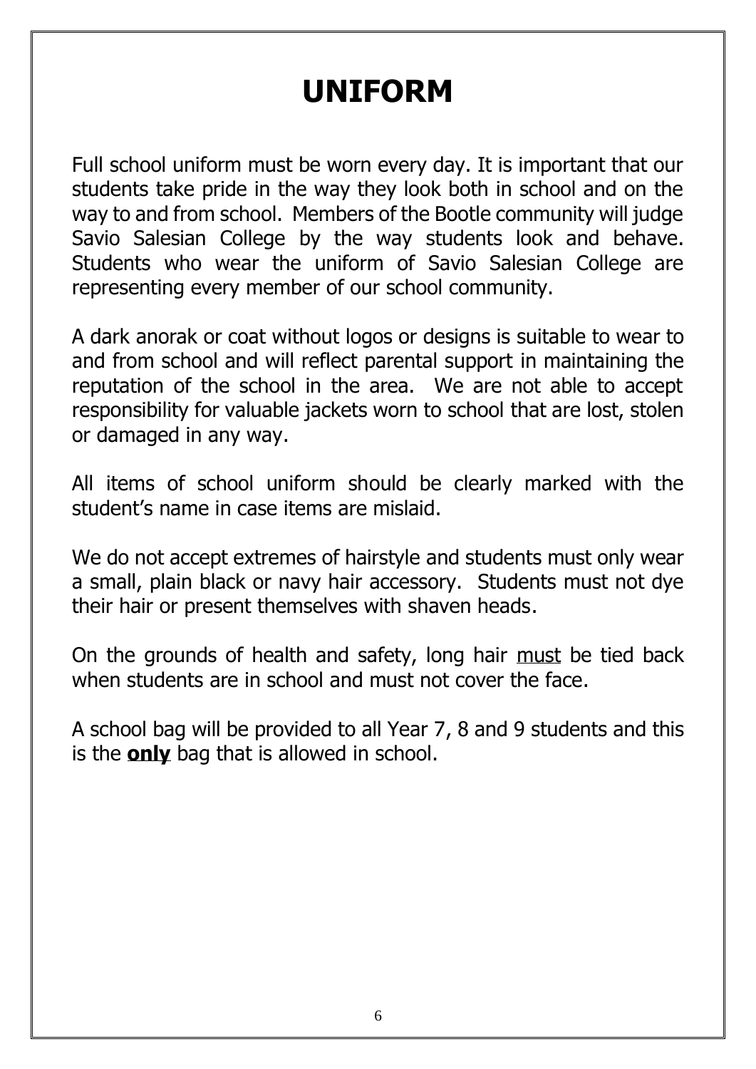# UNIFORM

Full school uniform must be worn every day. It is important that our students take pride in the way they look both in school and on the way to and from school. Members of the Bootle community will judge Savio Salesian College by the way students look and behave. Students who wear the uniform of Savio Salesian College are representing every member of our school community.

A dark anorak or coat without logos or designs is suitable to wear to and from school and will reflect parental support in maintaining the reputation of the school in the area. We are not able to accept responsibility for valuable jackets worn to school that are lost, stolen or damaged in any way.

All items of school uniform should be clearly marked with the student's name in case items are mislaid.

We do not accept extremes of hairstyle and students must only wear a small, plain black or navy hair accessory. Students must not dye their hair or present themselves with shaven heads.

On the grounds of health and safety, long hair <u>must</u> be tied back when students are in school and must not cover the face.

A school bag will be provided to all Year 7, 8 and 9 students and this is the <u>**only**</u> bag that is allowed in school.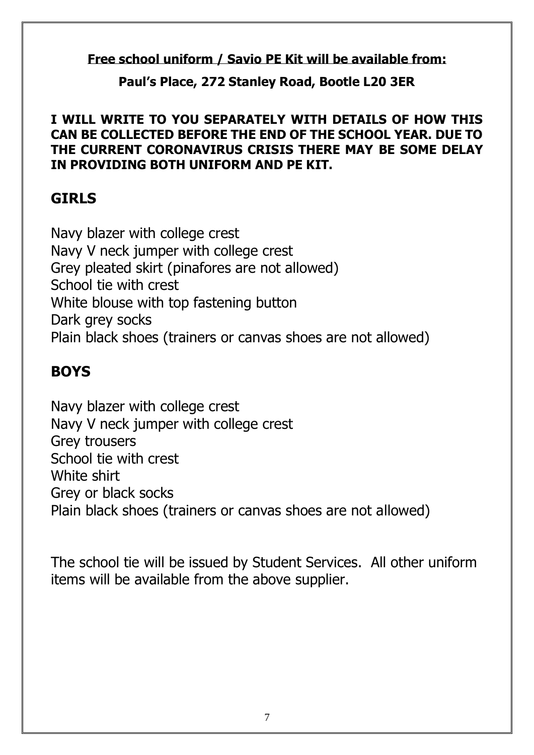**Free school uniform / Savio PE Kit will be available from:**

**Paul's Place, 272 Stanley Road, Bootle L20 3ER**

**I WILL WRITE TO YOU SEPARATELY WITH DETAILS OF HOW THIS CAN BE COLLECTED BEFORE THE END OF THE SCHOOL YEAR. DUE TO THE CURRENT CORONAVIRUS CRISIS THERE MAY BE SOME DELAY IN PROVIDING BOTH UNIFORM AND PE KIT.**

## GIRLS

Navy blazer with college crest
Navy V neck jumper with college crest
Grey pleated skirt (pinafores are not allowed)
School tie with crest
White blouse with top fastening button
Dark grey socks
Plain black shoes (trainers or canvas shoes are not allowed)

## BOYS

Navy blazer with college crest
Navy V neck jumper with college crest
Grey trousers
School tie with crest
White shirt
Grey or black socks
Plain black shoes (trainers or canvas shoes are not allowed)

The school tie will be issued by Student Services. All other uniform items will be available from the above supplier.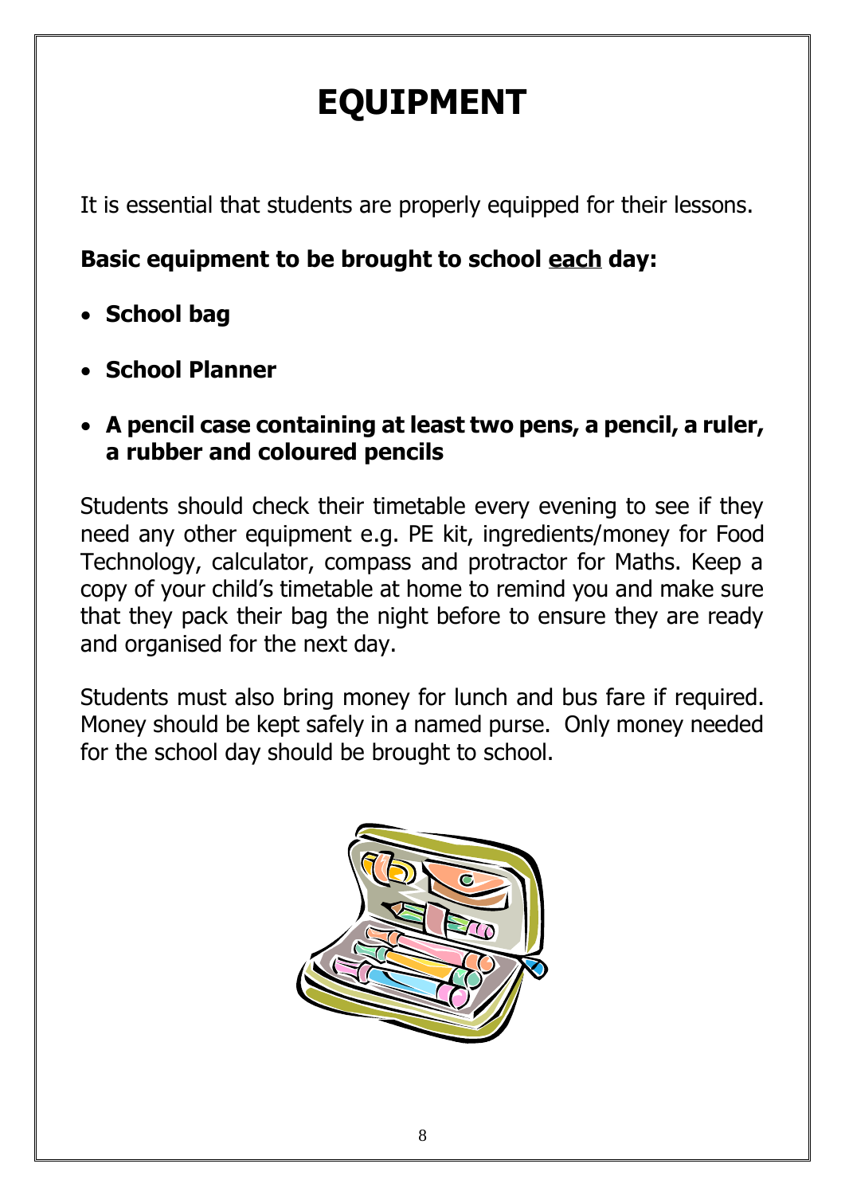# EQUIPMENT

It is essential that students are properly equipped for their lessons.

**Basic equipment to be brought to school <u>each</u> day:**

- **School bag**
- **School Planner**
- **A pencil case containing at least two pens, a pencil, a ruler, a rubber and coloured pencils**

Students should check their timetable every evening to see if they need any other equipment e.g. PE kit, ingredients/money for Food Technology, calculator, compass and protractor for Maths. Keep a copy of your child's timetable at home to remind you and make sure that they pack their bag the night before to ensure they are ready and organised for the next day.

Students must also bring money for lunch and bus fare if required. Money should be kept safely in a named purse. Only money needed for the school day should be brought to school.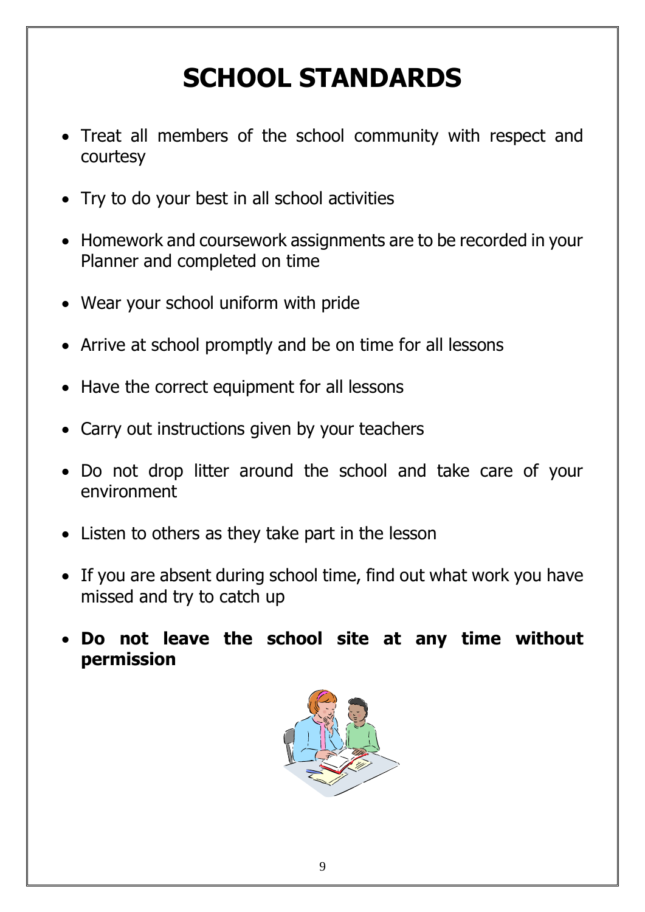# SCHOOL STANDARDS

- Treat all members of the school community with respect and courtesy
- Try to do your best in all school activities
- Homework and coursework assignments are to be recorded in your Planner and completed on time
- Wear your school uniform with pride
- Arrive at school promptly and be on time for all lessons
- Have the correct equipment for all lessons
- Carry out instructions given by your teachers
- Do not drop litter around the school and take care of your environment
- Listen to others as they take part in the lesson
- If you are absent during school time, find out what work you have missed and try to catch up
- **Do not leave the school site at any time without permission**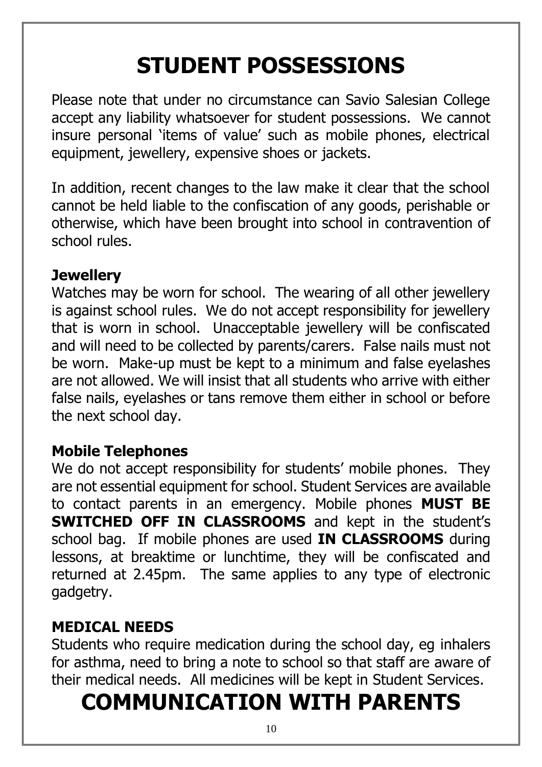# STUDENT POSSESSIONS

Please note that under no circumstance can Savio Salesian College accept any liability whatsoever for student possessions. We cannot insure personal 'items of value' such as mobile phones, electrical equipment, jewellery, expensive shoes or jackets.

In addition, recent changes to the law make it clear that the school cannot be held liable to the confiscation of any goods, perishable or otherwise, which have been brought into school in contravention of school rules.

### Jewellery

Watches may be worn for school. The wearing of all other jewellery is against school rules. We do not accept responsibility for jewellery that is worn in school. Unacceptable jewellery will be confiscated and will need to be collected by parents/carers. False nails must not be worn. Make-up must be kept to a minimum and false eyelashes are not allowed. We will insist that all students who arrive with either false nails, eyelashes or tans remove them either in school or before the next school day.

### Mobile Telephones

We do not accept responsibility for students' mobile phones. They are not essential equipment for school. Student Services are available to contact parents in an emergency. Mobile phones **MUST BE SWITCHED OFF IN CLASSROOMS** and kept in the student's school bag. If mobile phones are used **IN CLASSROOMS** during lessons, at breaktime or lunchtime, they will be confiscated and returned at 2.45pm. The same applies to any type of electronic gadgetry.

### MEDICAL NEEDS

Students who require medication during the school day, eg inhalers for asthma, need to bring a note to school so that staff are aware of their medical needs. All medicines will be kept in Student Services.

# COMMUNICATION WITH PARENTS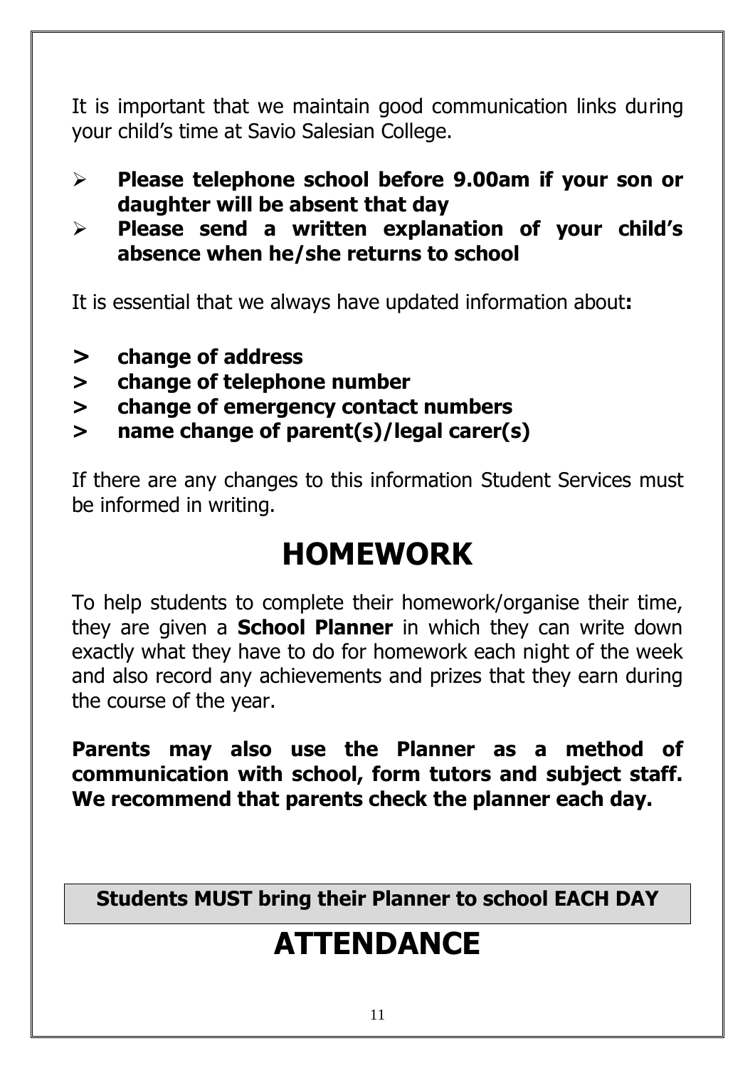It is important that we maintain good communication links during your child's time at Savio Salesian College.

- **Please telephone school before 9.00am if your son or daughter will be absent that day**
- **Please send a written explanation of your child's absence when he/she returns to school**

It is essential that we always have updated information about**:**

- **change of address**
- **change of telephone number**
- **change of emergency contact numbers**
- **name change of parent(s)/legal carer(s)**

If there are any changes to this information Student Services must be informed in writing.

# HOMEWORK

To help students to complete their homework/organise their time, they are given a **School Planner** in which they can write down exactly what they have to do for homework each night of the week and also record any achievements and prizes that they earn during the course of the year.

**Parents may also use the Planner as a method of communication with school, form tutors and subject staff. We recommend that parents check the planner each day.**

**Students MUST bring their Planner to school EACH DAY**

# ATTENDANCE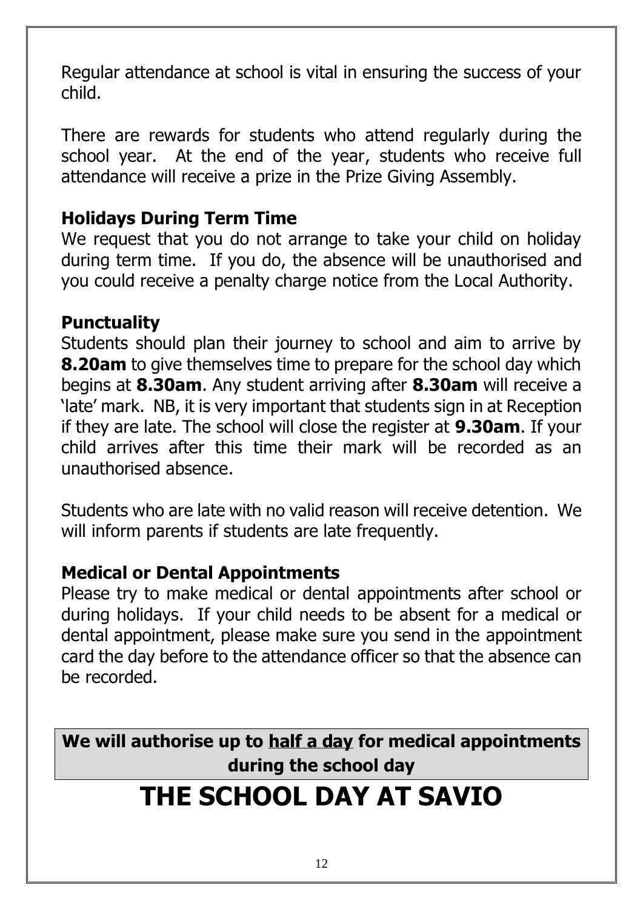Regular attendance at school is vital in ensuring the success of your child.

There are rewards for students who attend regularly during the school year. At the end of the year, students who receive full attendance will receive a prize in the Prize Giving Assembly.

### Holidays During Term Time

We request that you do not arrange to take your child on holiday during term time. If you do, the absence will be unauthorised and you could receive a penalty charge notice from the Local Authority.

### Punctuality

Students should plan their journey to school and aim to arrive by **8.20am** to give themselves time to prepare for the school day which begins at **8.30am**. Any student arriving after **8.30am** will receive a 'late' mark. NB, it is very important that students sign in at Reception if they are late. The school will close the register at **9.30am**. If your child arrives after this time their mark will be recorded as an unauthorised absence.

Students who are late with no valid reason will receive detention. We will inform parents if students are late frequently.

### Medical or Dental Appointments

Please try to make medical or dental appointments after school or during holidays. If your child needs to be absent for a medical or dental appointment, please make sure you send in the appointment card the day before to the attendance officer so that the absence can be recorded.

**We will authorise up to half a day for medical appointments during the school day**

# THE SCHOOL DAY AT SAVIO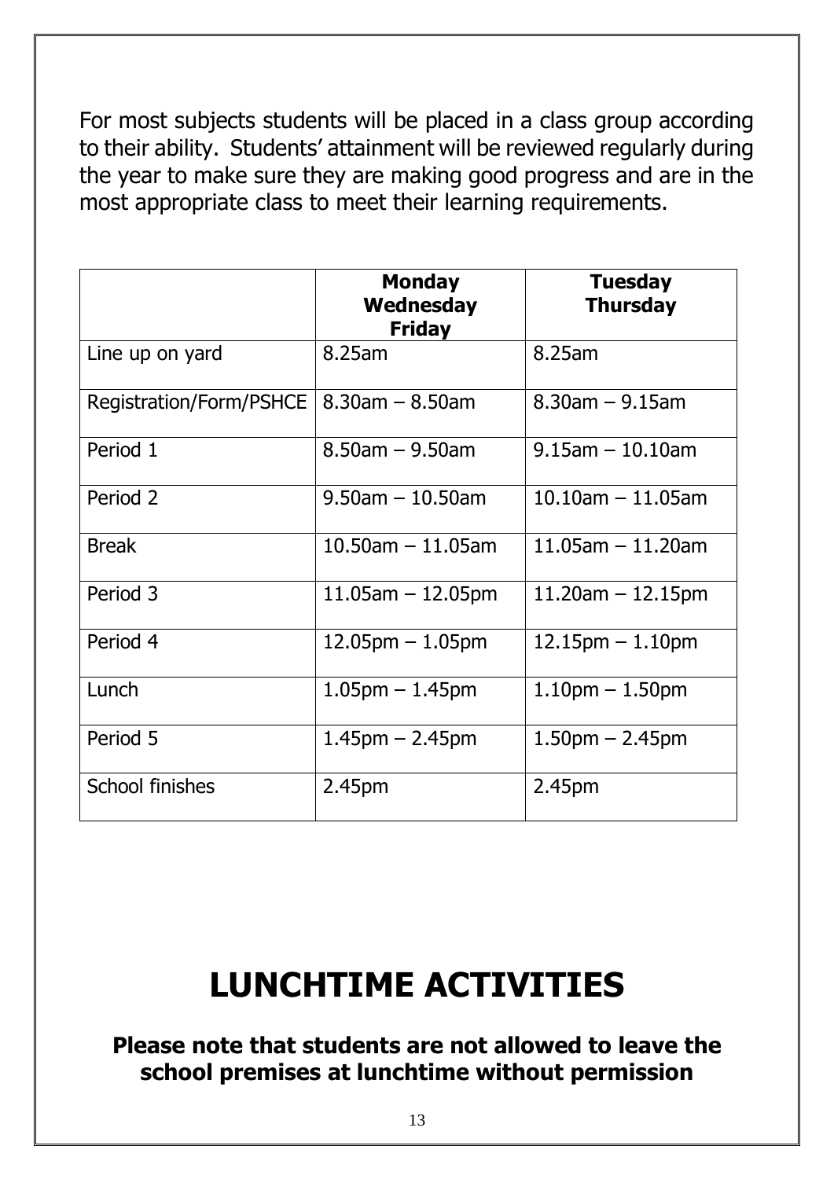For most subjects students will be placed in a class group according to their ability. Students' attainment will be reviewed regularly during the year to make sure they are making good progress and are in the most appropriate class to meet their learning requirements.

| | **Monday Wednesday Friday** | **Tuesday Thursday** |
|---|---|---|
| Line up on yard | 8.25am | 8.25am |
| Registration/Form/PSHCE | 8.30am – 8.50am | 8.30am – 9.15am |
| Period 1 | 8.50am – 9.50am | 9.15am – 10.10am |
| Period 2 | 9.50am – 10.50am | 10.10am – 11.05am |
| Break | 10.50am – 11.05am | 11.05am – 11.20am |
| Period 3 | 11.05am – 12.05pm | 11.20am – 12.15pm |
| Period 4 | 12.05pm – 1.05pm | 12.15pm – 1.10pm |
| Lunch | 1.05pm – 1.45pm | 1.10pm – 1.50pm |
| Period 5 | 1.45pm – 2.45pm | 1.50pm – 2.45pm |
| School finishes | 2.45pm | 2.45pm |

# LUNCHTIME ACTIVITIES

**Please note that students are not allowed to leave the school premises at lunchtime without permission**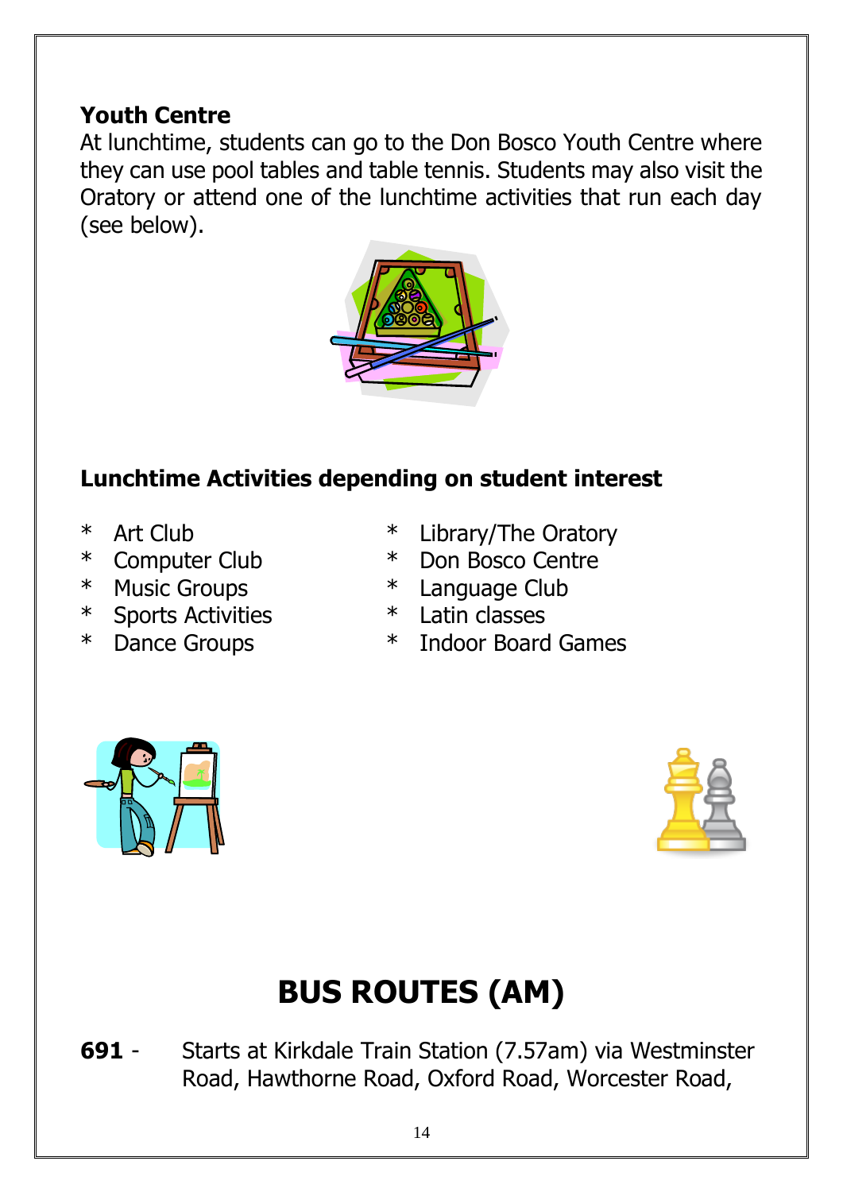**Youth Centre**

At lunchtime, students can go to the Don Bosco Youth Centre where they can use pool tables and table tennis. Students may also visit the Oratory or attend one of the lunchtime activities that run each day (see below).

**Lunchtime Activities depending on student interest**

* Art Club
* Computer Club
* Music Groups
* Sports Activities
* Dance Groups
* Library/The Oratory
* Don Bosco Centre
* Language Club
* Latin classes
* Indoor Board Games

# BUS ROUTES (AM)

**691** - Starts at Kirkdale Train Station (7.57am) via Westminster Road, Hawthorne Road, Oxford Road, Worcester Road,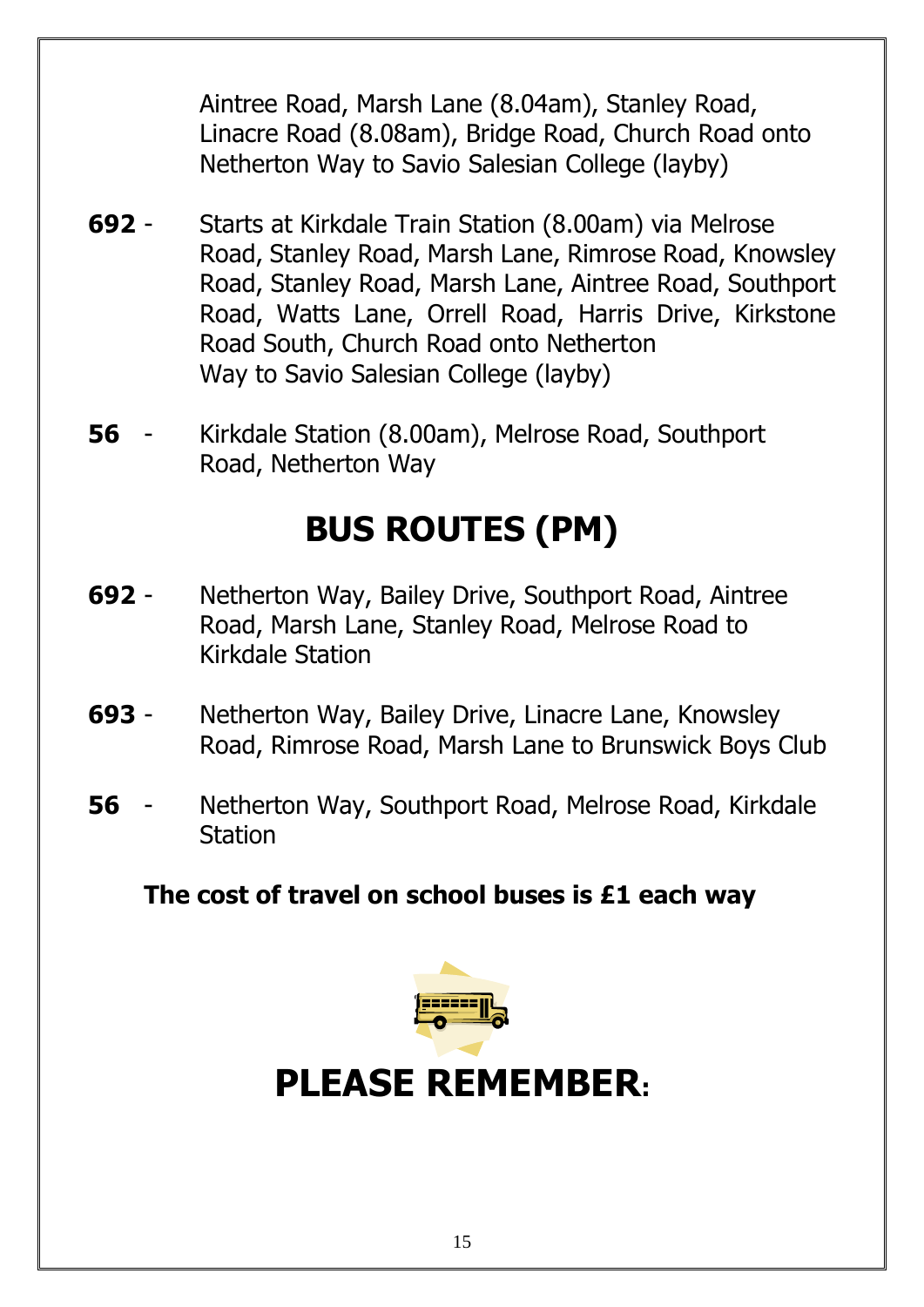Aintree Road, Marsh Lane (8.04am), Stanley Road, Linacre Road (8.08am), Bridge Road, Church Road onto Netherton Way to Savio Salesian College (layby)

**692** - Starts at Kirkdale Train Station (8.00am) via Melrose Road, Stanley Road, Marsh Lane, Rimrose Road, Knowsley Road, Stanley Road, Marsh Lane, Aintree Road, Southport Road, Watts Lane, Orrell Road, Harris Drive, Kirkstone Road South, Church Road onto Netherton Way to Savio Salesian College (layby)

**56** - Kirkdale Station (8.00am), Melrose Road, Southport Road, Netherton Way

# BUS ROUTES (PM)

**692** - Netherton Way, Bailey Drive, Southport Road, Aintree Road, Marsh Lane, Stanley Road, Melrose Road to Kirkdale Station

**693** - Netherton Way, Bailey Drive, Linacre Lane, Knowsley Road, Rimrose Road, Marsh Lane to Brunswick Boys Club

**56** - Netherton Way, Southport Road, Melrose Road, Kirkdale Station

**The cost of travel on school buses is £1 each way**

# PLEASE REMEMBER: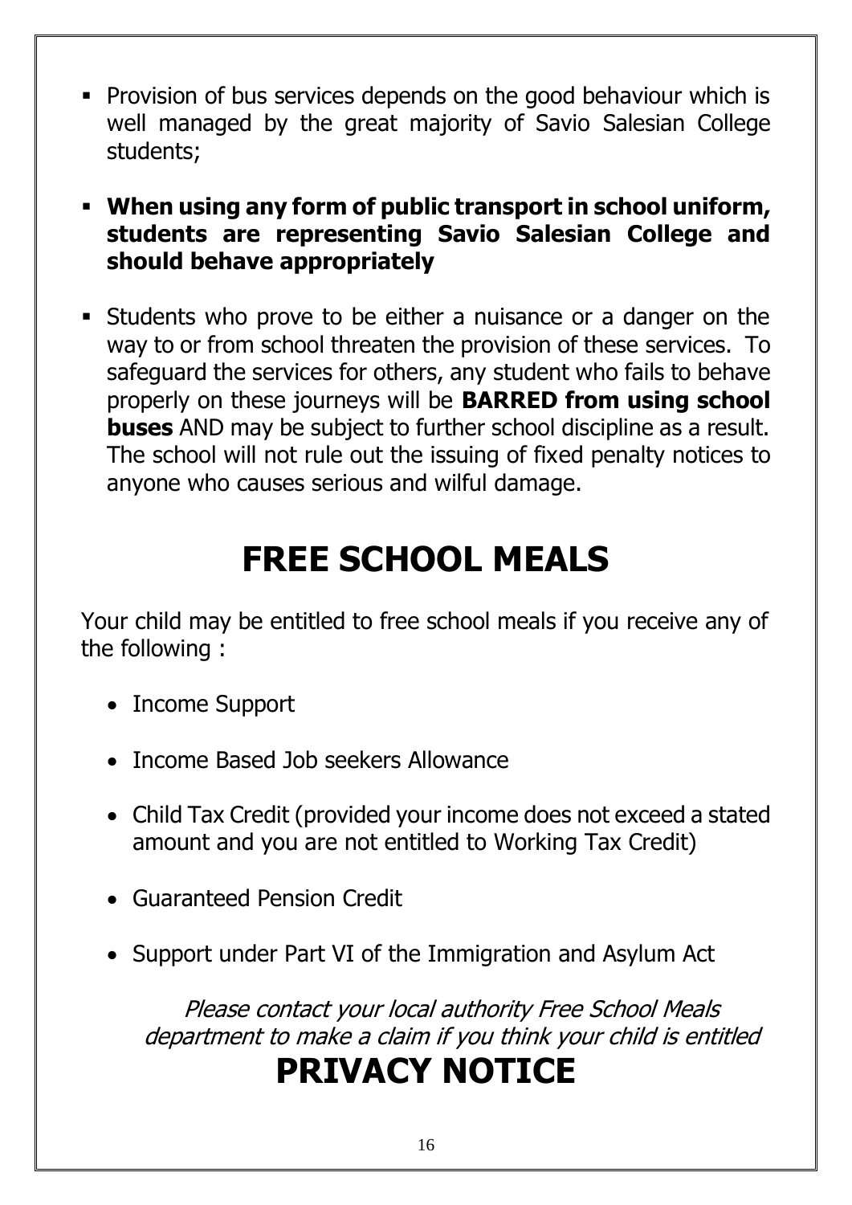- Provision of bus services depends on the good behaviour which is well managed by the great majority of Savio Salesian College students;
- **When using any form of public transport in school uniform, students are representing Savio Salesian College and should behave appropriately**
- Students who prove to be either a nuisance or a danger on the way to or from school threaten the provision of these services. To safeguard the services for others, any student who fails to behave properly on these journeys will be **BARRED from using school buses** AND may be subject to further school discipline as a result. The school will not rule out the issuing of fixed penalty notices to anyone who causes serious and wilful damage.

# FREE SCHOOL MEALS

Your child may be entitled to free school meals if you receive any of the following :

- Income Support
- Income Based Job seekers Allowance
- Child Tax Credit (provided your income does not exceed a stated amount and you are not entitled to Working Tax Credit)
- Guaranteed Pension Credit
- Support under Part VI of the Immigration and Asylum Act

*Please contact your local authority Free School Meals department to make a claim if you think your child is entitled*

# PRIVACY NOTICE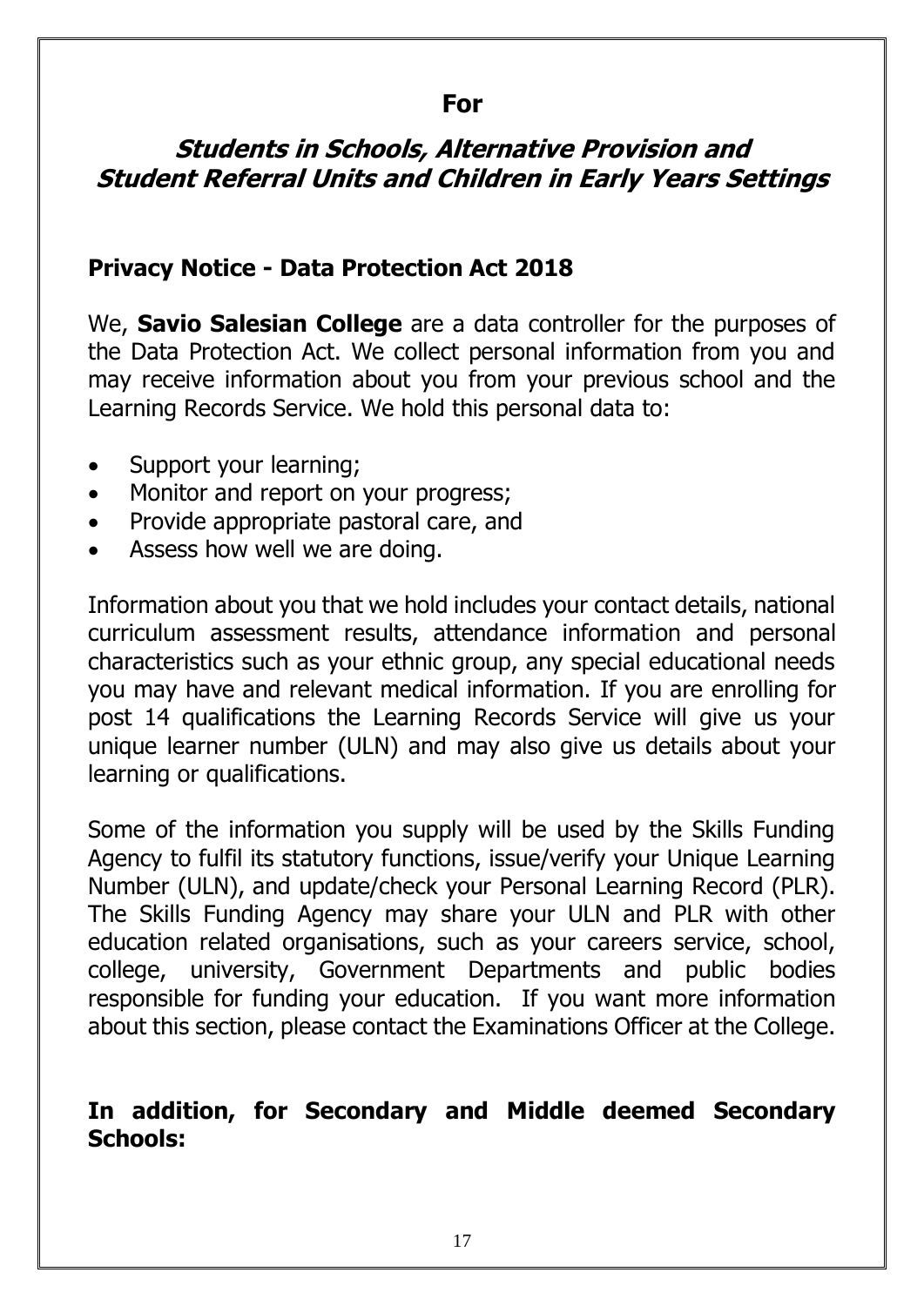**For**

## *Students in Schools, Alternative Provision and Student Referral Units and Children in Early Years Settings*

### Privacy Notice - Data Protection Act 2018

We, **Savio Salesian College** are a data controller for the purposes of the Data Protection Act. We collect personal information from you and may receive information about you from your previous school and the Learning Records Service. We hold this personal data to:

- Support your learning;
- Monitor and report on your progress;
- Provide appropriate pastoral care, and
- Assess how well we are doing.

Information about you that we hold includes your contact details, national curriculum assessment results, attendance information and personal characteristics such as your ethnic group, any special educational needs you may have and relevant medical information. If you are enrolling for post 14 qualifications the Learning Records Service will give us your unique learner number (ULN) and may also give us details about your learning or qualifications.

Some of the information you supply will be used by the Skills Funding Agency to fulfil its statutory functions, issue/verify your Unique Learning Number (ULN), and update/check your Personal Learning Record (PLR). The Skills Funding Agency may share your ULN and PLR with other education related organisations, such as your careers service, school, college, university, Government Departments and public bodies responsible for funding your education. If you want more information about this section, please contact the Examinations Officer at the College.

### In addition, for Secondary and Middle deemed Secondary Schools: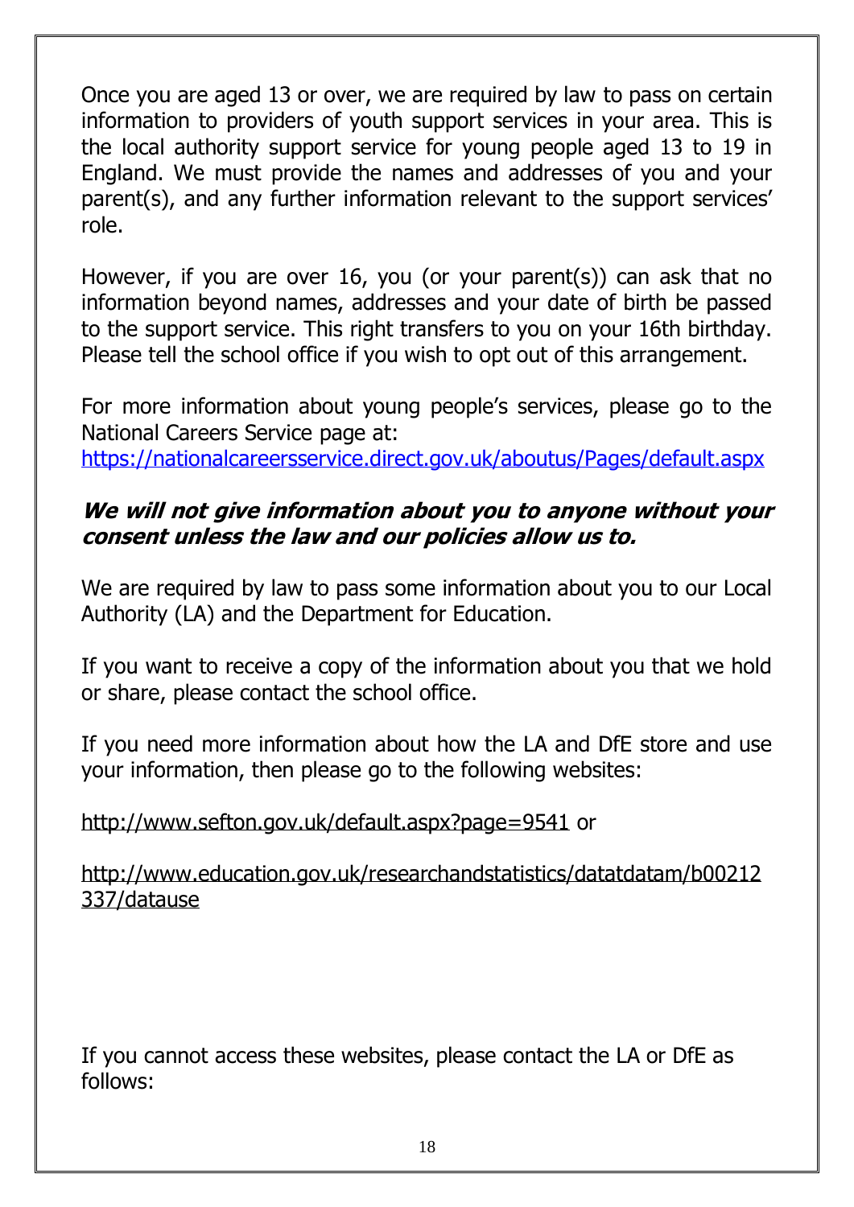Once you are aged 13 or over, we are required by law to pass on certain information to providers of youth support services in your area. This is the local authority support service for young people aged 13 to 19 in England. We must provide the names and addresses of you and your parent(s), and any further information relevant to the support services' role.

However, if you are over 16, you (or your parent(s)) can ask that no information beyond names, addresses and your date of birth be passed to the support service. This right transfers to you on your 16th birthday. Please tell the school office if you wish to opt out of this arrangement.

For more information about young people's services, please go to the National Careers Service page at:
https://nationalcareersservice.direct.gov.uk/aboutus/Pages/default.aspx

***We will not give information about you to anyone without your consent unless the law and our policies allow us to.***

We are required by law to pass some information about you to our Local Authority (LA) and the Department for Education.

If you want to receive a copy of the information about you that we hold or share, please contact the school office.

If you need more information about how the LA and DfE store and use your information, then please go to the following websites:

http://www.sefton.gov.uk/default.aspx?page=9541 or

http://www.education.gov.uk/researchandstatistics/datatdatam/b00212337/datause

If you cannot access these websites, please contact the LA or DfE as follows: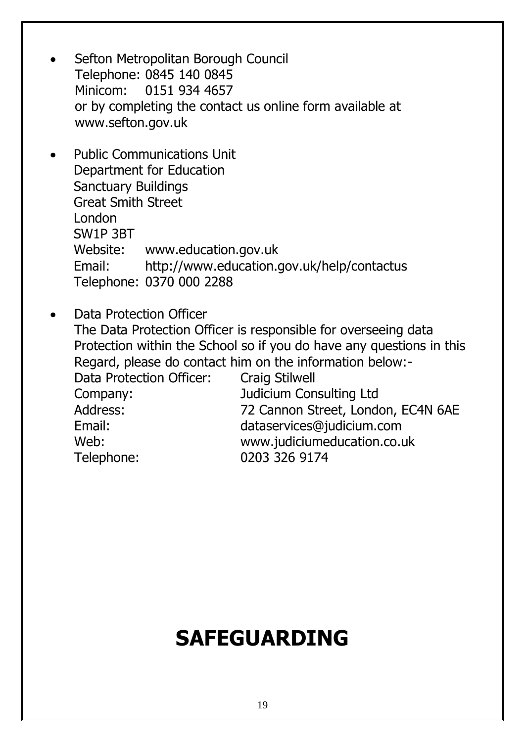- Sefton Metropolitan Borough Council
  Telephone: 0845 140 0845
  Minicom: 0151 934 4657
  or by completing the contact us online form available at www.sefton.gov.uk

- Public Communications Unit
  Department for Education
  Sanctuary Buildings
  Great Smith Street
  London
  SW1P 3BT
  Website: www.education.gov.uk
  Email: http://www.education.gov.uk/help/contactus
  Telephone: 0370 000 2288

- Data Protection Officer
  The Data Protection Officer is responsible for overseeing data Protection within the School so if you do have any questions in this Regard, please do contact him on the information below:-
  Data Protection Officer: Craig Stilwell
  Company: Judicium Consulting Ltd
  Address: 72 Cannon Street, London, EC4N 6AE
  Email: dataservices@judicium.com
  Web: www.judiciumeducation.co.uk
  Telephone: 0203 326 9174

# SAFEGUARDING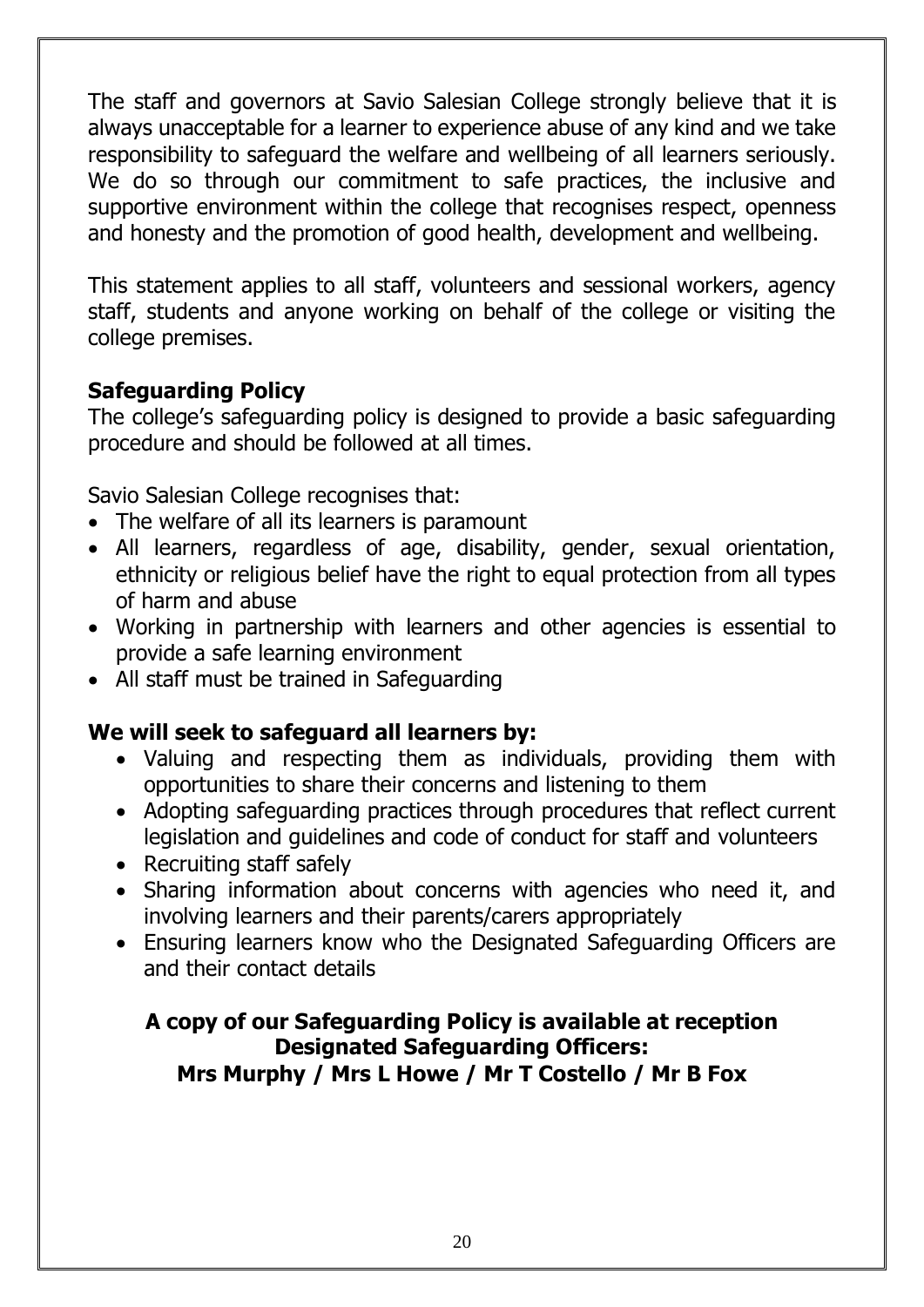The staff and governors at Savio Salesian College strongly believe that it is always unacceptable for a learner to experience abuse of any kind and we take responsibility to safeguard the welfare and wellbeing of all learners seriously. We do so through our commitment to safe practices, the inclusive and supportive environment within the college that recognises respect, openness and honesty and the promotion of good health, development and wellbeing.

This statement applies to all staff, volunteers and sessional workers, agency staff, students and anyone working on behalf of the college or visiting the college premises.

**Safeguarding Policy**

The college's safeguarding policy is designed to provide a basic safeguarding procedure and should be followed at all times.

Savio Salesian College recognises that:

- The welfare of all its learners is paramount
- All learners, regardless of age, disability, gender, sexual orientation, ethnicity or religious belief have the right to equal protection from all types of harm and abuse
- Working in partnership with learners and other agencies is essential to provide a safe learning environment
- All staff must be trained in Safeguarding

**We will seek to safeguard all learners by:**

- Valuing and respecting them as individuals, providing them with opportunities to share their concerns and listening to them
- Adopting safeguarding practices through procedures that reflect current legislation and guidelines and code of conduct for staff and volunteers
- Recruiting staff safely
- Sharing information about concerns with agencies who need it, and involving learners and their parents/carers appropriately
- Ensuring learners know who the Designated Safeguarding Officers are and their contact details

**A copy of our Safeguarding Policy is available at reception**
**Designated Safeguarding Officers:**
**Mrs Murphy / Mrs L Howe / Mr T Costello / Mr B Fox**